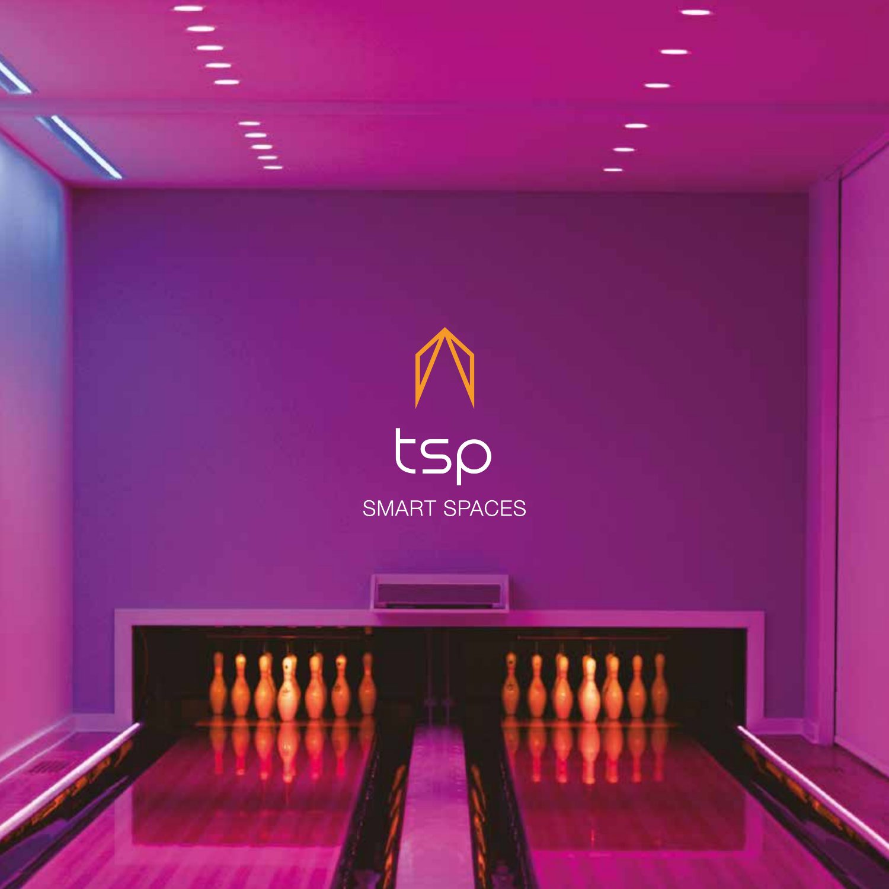# tsp

SMART SPACES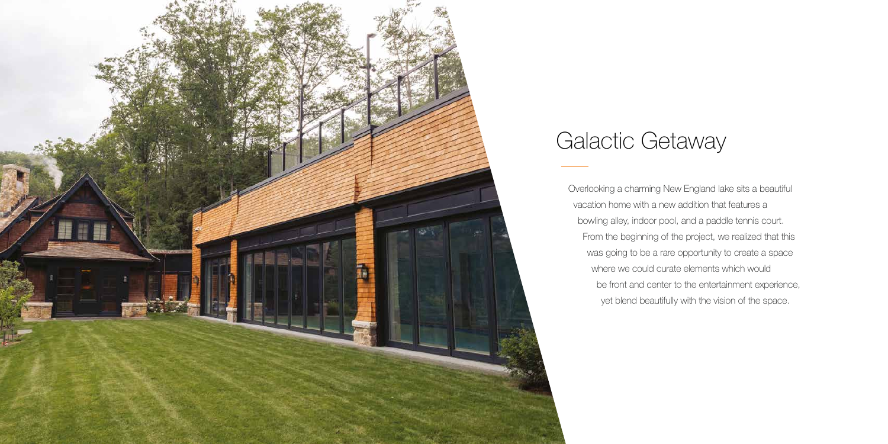# Galactic Getaway

Overlooking a charming New England lake sits a beautiful vacation home with a new addition that features a bowling alley, indoor pool, and a paddle tennis court. From the beginning of the project, we realized that this was going to be a rare opportunity to create a space where we could curate elements which would be front and center to the entertainment experience, yet blend beautifully with the vision of the space.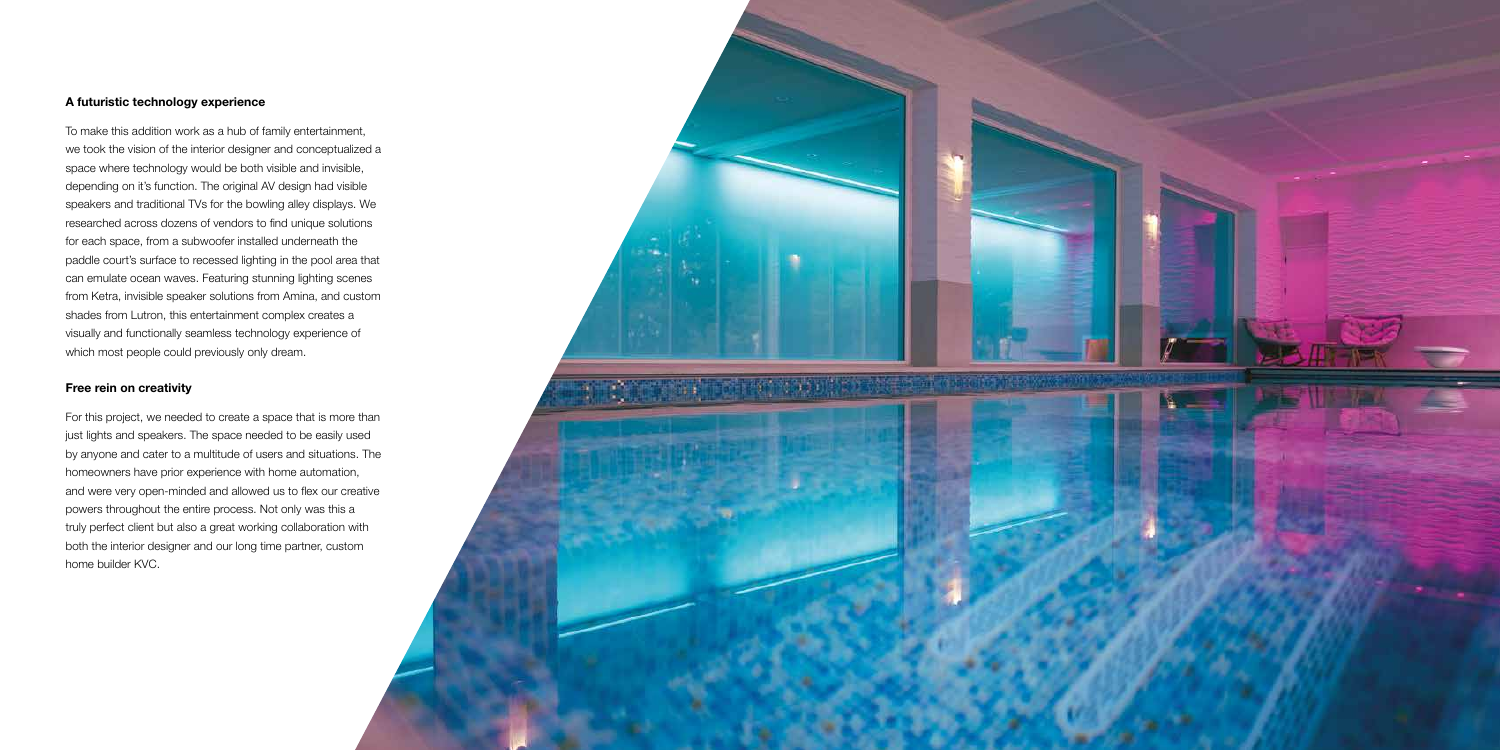### A futuristic technology experience

To make this addition work as a hub of family entertainment, we took the vision of the interior designer and conceptualized a space where technology would be both visible and invisible, depending on it's function. The original AV design had visible speakers and traditional TVs for the bowling alley displays. We researched across dozens of vendors to find unique solutions for each space, from a subwoofer installed underneath the paddle court's surface to recessed lighting in the pool area that can emulate ocean waves. Featuring stunning lighting scenes from Ketra, invisible speaker solutions from Amina, and custom shades from Lutron, this entertainment complex creates a visually and functionally seamless technology experience of which most people could previously only dream.

### Free rein on creativity

For this project, we needed to create a space that is more than just lights and speakers. The space needed to be easily used by anyone and cater to a multitude of users and situations. The homeowners have prior experience with home automation, and were very open-minded and allowed us to flex our creative powers throughout the entire process. Not only was this a truly perfect client but also a great working collaboration with both the interior designer and our long time partner, custom home builder KVC.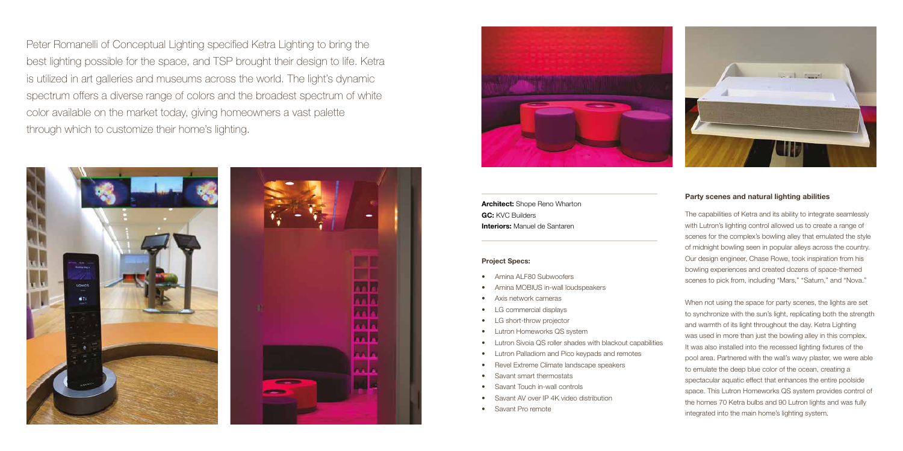Peter Romanelli of Conceptual Lighting specified Ketra Lighting to bring the best lighting possible for the space, and TSP brought their design to life. Ketra is utilized in art galleries and museums across the world. The light's dynamic spectrum offers a diverse range of colors and the broadest spectrum of white color available on the market today, giving homeowners a vast palette through which to customize their home's lighting.

**Architect:** Shope Reno Wharton
**GC:** KVC Builders
**Interiors:** Manuel de Santaren

**Project Specs:**

- Amina ALF80 Subwoofers
- Amina MOBIUS in-wall loudspeakers
- Axis network cameras
- LG commercial displays
- LG short-throw projector
- Lutron Homeworks QS system
- Lutron Sivoia QS roller shades with blackout capabilities
- Lutron Palladiom and Pico keypads and remotes
- Revel Extreme Climate landscape speakers
- Savant smart thermostats
- Savant Touch in-wall controls
- Savant AV over IP 4K video distribution
- Savant Pro remote

**Party scenes and natural lighting abilities**

The capabilities of Ketra and its ability to integrate seamlessly with Lutron's lighting control allowed us to create a range of scenes for the complex's bowling alley that emulated the style of midnight bowling seen in popular alleys across the country. Our design engineer, Chase Rowe, took inspiration from his bowling experiences and created dozens of space-themed scenes to pick from, including "Mars," "Saturn," and "Nova."

When not using the space for party scenes, the lights are set to synchronize with the sun's light, replicating both the strength and warmth of its light throughout the day. Ketra Lighting was used in more than just the bowling alley in this complex. It was also installed into the recessed lighting fixtures of the pool area. Partnered with the wall's wavy plaster, we were able to emulate the deep blue color of the ocean, creating a spectacular aquatic effect that enhances the entire poolside space. This Lutron Homeworks QS system provides control of the homes 70 Ketra bulbs and 90 Lutron lights and was fully integrated into the main home's lighting system.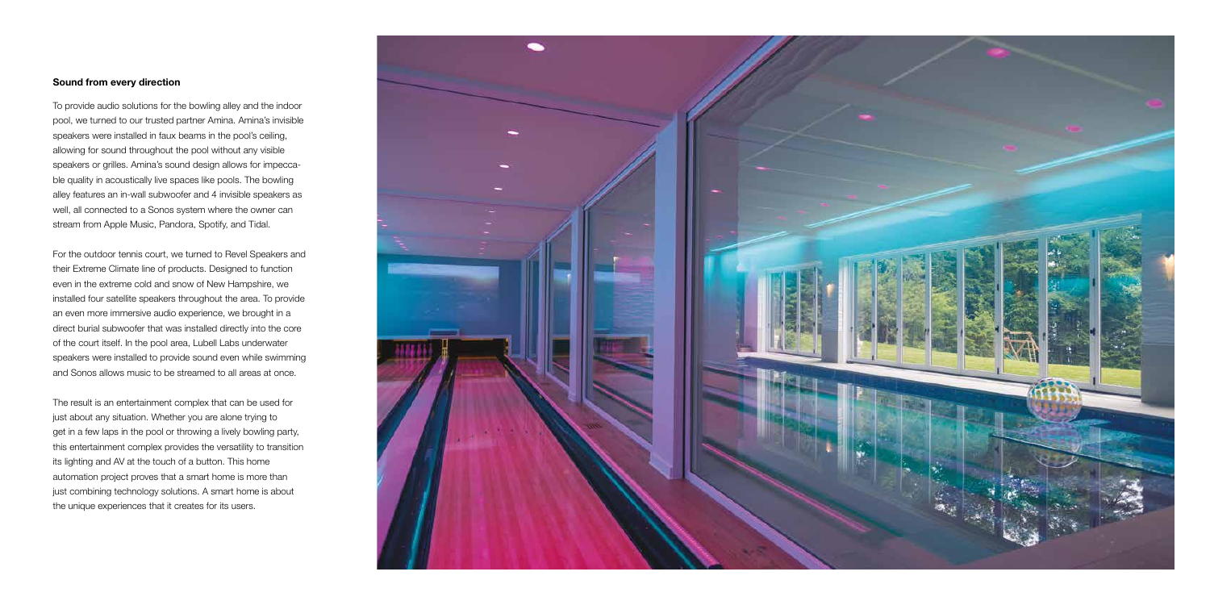### Sound from every direction

To provide audio solutions for the bowling alley and the indoor pool, we turned to our trusted partner Amina. Amina's invisible speakers were installed in faux beams in the pool's ceiling, allowing for sound throughout the pool without any visible speakers or grilles. Amina's sound design allows for impeccable quality in acoustically live spaces like pools. The bowling alley features an in-wall subwoofer and 4 invisible speakers as well, all connected to a Sonos system where the owner can stream from Apple Music, Pandora, Spotify, and Tidal.

For the outdoor tennis court, we turned to Revel Speakers and their Extreme Climate line of products. Designed to function even in the extreme cold and snow of New Hampshire, we installed four satellite speakers throughout the area. To provide an even more immersive audio experience, we brought in a direct burial subwoofer that was installed directly into the core of the court itself. In the pool area, Lubell Labs underwater speakers were installed to provide sound even while swimming and Sonos allows music to be streamed to all areas at once.

The result is an entertainment complex that can be used for just about any situation. Whether you are alone trying to get in a few laps in the pool or throwing a lively bowling party, this entertainment complex provides the versatility to transition its lighting and AV at the touch of a button. This home automation project proves that a smart home is more than just combining technology solutions. A smart home is about the unique experiences that it creates for its users.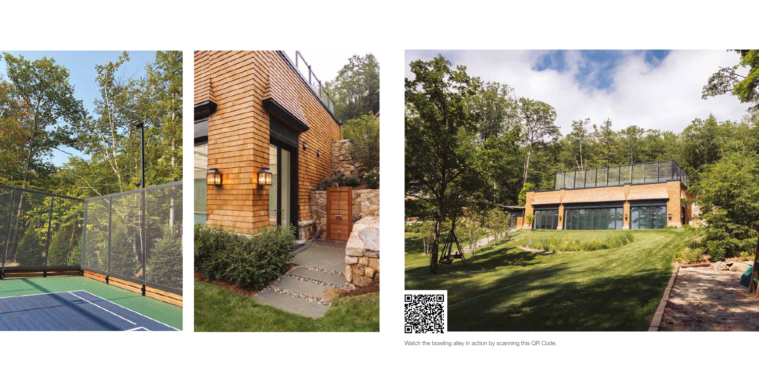Watch the bowling alley in action by scanning this QR Code.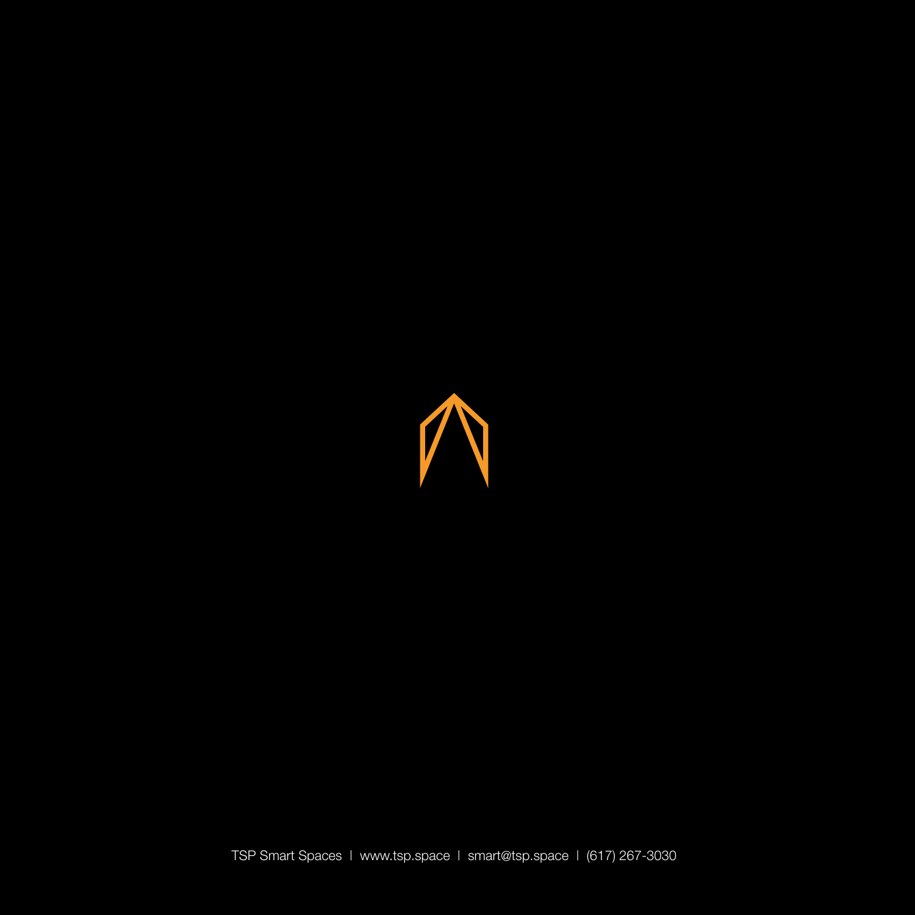TSP Smart Spaces | www.tsp.space | smart@tsp.space | (617) 267-3030